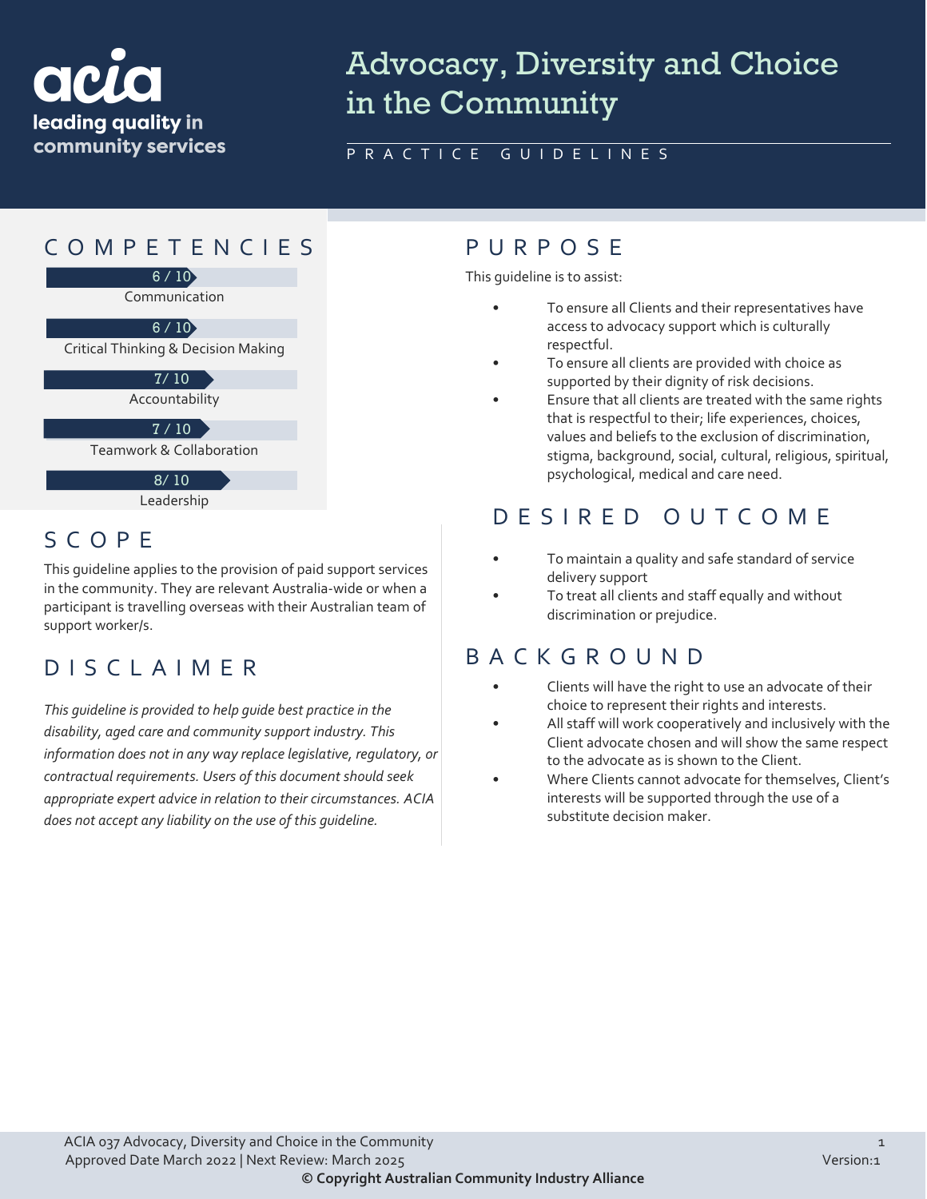acia
leading quality in community services

# Advocacy, Diversity and Choice in the Community

PRACTICE GUIDELINES

## COMPETENCIES

- 6 / 10 Communication
- 6 / 10 Critical Thinking & Decision Making
- 7/ 10 Accountability
- 7 / 10 Teamwork & Collaboration
- 8/ 10 Leadership

## SCOPE

This guideline applies to the provision of paid support services in the community. They are relevant Australia-wide or when a participant is travelling overseas with their Australian team of support worker/s.

## DISCLAIMER

*This guideline is provided to help guide best practice in the disability, aged care and community support industry. This information does not in any way replace legislative, regulatory, or contractual requirements. Users of this document should seek appropriate expert advice in relation to their circumstances. ACIA does not accept any liability on the use of this guideline.*

## PURPOSE

This guideline is to assist:

- To ensure all Clients and their representatives have access to advocacy support which is culturally respectful.
- To ensure all clients are provided with choice as supported by their dignity of risk decisions.
- Ensure that all clients are treated with the same rights that is respectful to their; life experiences, choices, values and beliefs to the exclusion of discrimination, stigma, background, social, cultural, religious, spiritual, psychological, medical and care need.

## DESIRED OUTCOME

- To maintain a quality and safe standard of service delivery support
- To treat all clients and staff equally and without discrimination or prejudice.

## BACKGROUND

- Clients will have the right to use an advocate of their choice to represent their rights and interests.
- All staff will work cooperatively and inclusively with the Client advocate chosen and will show the same respect to the advocate as is shown to the Client.
- Where Clients cannot advocate for themselves, Client's interests will be supported through the use of a substitute decision maker.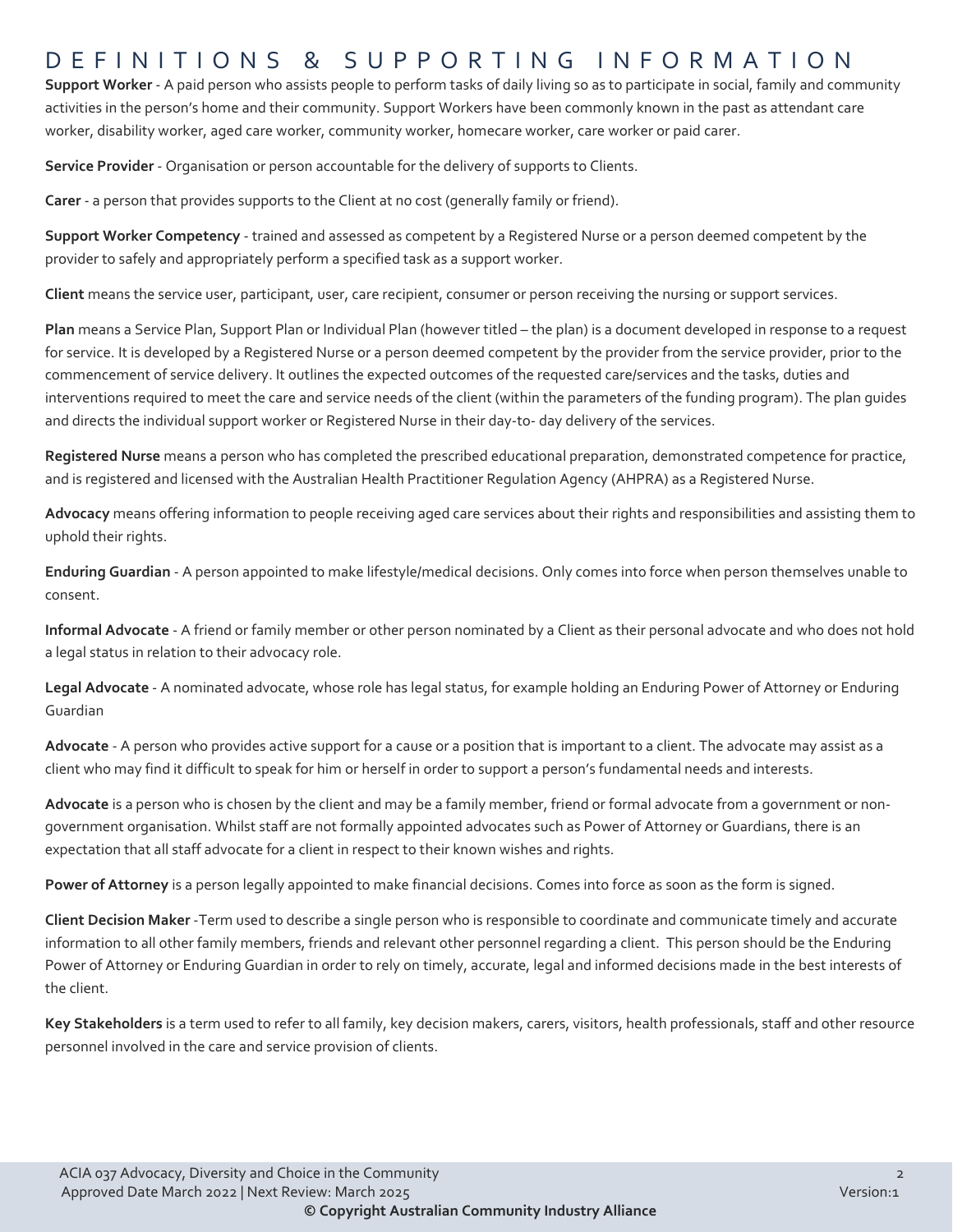# DEFINITIONS & SUPPORTING INFORMATION

**Support Worker** - A paid person who assists people to perform tasks of daily living so as to participate in social, family and community activities in the person's home and their community. Support Workers have been commonly known in the past as attendant care worker, disability worker, aged care worker, community worker, homecare worker, care worker or paid carer.

**Service Provider** - Organisation or person accountable for the delivery of supports to Clients.

**Carer** - a person that provides supports to the Client at no cost (generally family or friend).

**Support Worker Competency** - trained and assessed as competent by a Registered Nurse or a person deemed competent by the provider to safely and appropriately perform a specified task as a support worker.

**Client** means the service user, participant, user, care recipient, consumer or person receiving the nursing or support services.

**Plan** means a Service Plan, Support Plan or Individual Plan (however titled – the plan) is a document developed in response to a request for service. It is developed by a Registered Nurse or a person deemed competent by the provider from the service provider, prior to the commencement of service delivery. It outlines the expected outcomes of the requested care/services and the tasks, duties and interventions required to meet the care and service needs of the client (within the parameters of the funding program). The plan guides and directs the individual support worker or Registered Nurse in their day-to- day delivery of the services.

**Registered Nurse** means a person who has completed the prescribed educational preparation, demonstrated competence for practice, and is registered and licensed with the Australian Health Practitioner Regulation Agency (AHPRA) as a Registered Nurse.

**Advocacy** means offering information to people receiving aged care services about their rights and responsibilities and assisting them to uphold their rights.

**Enduring Guardian** - A person appointed to make lifestyle/medical decisions. Only comes into force when person themselves unable to consent.

**Informal Advocate** - A friend or family member or other person nominated by a Client as their personal advocate and who does not hold a legal status in relation to their advocacy role.

**Legal Advocate** - A nominated advocate, whose role has legal status, for example holding an Enduring Power of Attorney or Enduring Guardian

**Advocate** - A person who provides active support for a cause or a position that is important to a client. The advocate may assist as a client who may find it difficult to speak for him or herself in order to support a person's fundamental needs and interests.

**Advocate** is a person who is chosen by the client and may be a family member, friend or formal advocate from a government or non-government organisation. Whilst staff are not formally appointed advocates such as Power of Attorney or Guardians, there is an expectation that all staff advocate for a client in respect to their known wishes and rights.

**Power of Attorney** is a person legally appointed to make financial decisions. Comes into force as soon as the form is signed.

**Client Decision Maker** -Term used to describe a single person who is responsible to coordinate and communicate timely and accurate information to all other family members, friends and relevant other personnel regarding a client. This person should be the Enduring Power of Attorney or Enduring Guardian in order to rely on timely, accurate, legal and informed decisions made in the best interests of the client.

**Key Stakeholders** is a term used to refer to all family, key decision makers, carers, visitors, health professionals, staff and other resource personnel involved in the care and service provision of clients.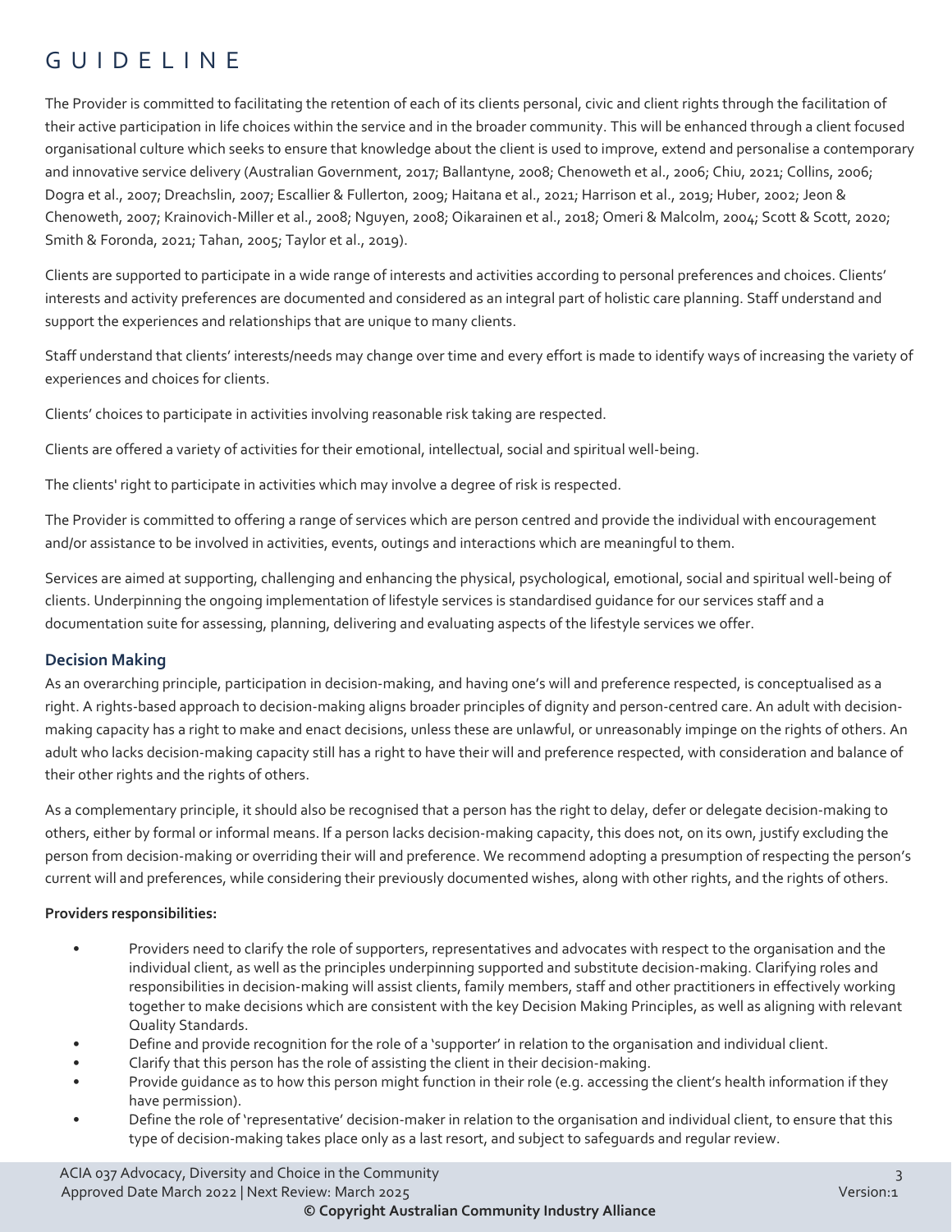# GUIDELINE

The Provider is committed to facilitating the retention of each of its clients personal, civic and client rights through the facilitation of their active participation in life choices within the service and in the broader community. This will be enhanced through a client focused organisational culture which seeks to ensure that knowledge about the client is used to improve, extend and personalise a contemporary and innovative service delivery (Australian Government, 2017; Ballantyne, 2008; Chenoweth et al., 2006; Chiu, 2021; Collins, 2006; Dogra et al., 2007; Dreachslin, 2007; Escallier & Fullerton, 2009; Haitana et al., 2021; Harrison et al., 2019; Huber, 2002; Jeon & Chenoweth, 2007; Krainovich-Miller et al., 2008; Nguyen, 2008; Oikarainen et al., 2018; Omeri & Malcolm, 2004; Scott & Scott, 2020; Smith & Foronda, 2021; Tahan, 2005; Taylor et al., 2019).

Clients are supported to participate in a wide range of interests and activities according to personal preferences and choices. Clients' interests and activity preferences are documented and considered as an integral part of holistic care planning. Staff understand and support the experiences and relationships that are unique to many clients.

Staff understand that clients' interests/needs may change over time and every effort is made to identify ways of increasing the variety of experiences and choices for clients.

Clients' choices to participate in activities involving reasonable risk taking are respected.

Clients are offered a variety of activities for their emotional, intellectual, social and spiritual well-being.

The clients' right to participate in activities which may involve a degree of risk is respected.

The Provider is committed to offering a range of services which are person centred and provide the individual with encouragement and/or assistance to be involved in activities, events, outings and interactions which are meaningful to them.

Services are aimed at supporting, challenging and enhancing the physical, psychological, emotional, social and spiritual well-being of clients. Underpinning the ongoing implementation of lifestyle services is standardised guidance for our services staff and a documentation suite for assessing, planning, delivering and evaluating aspects of the lifestyle services we offer.

## Decision Making

As an overarching principle, participation in decision-making, and having one's will and preference respected, is conceptualised as a right. A rights-based approach to decision-making aligns broader principles of dignity and person-centred care. An adult with decision-making capacity has a right to make and enact decisions, unless these are unlawful, or unreasonably impinge on the rights of others. An adult who lacks decision-making capacity still has a right to have their will and preference respected, with consideration and balance of their other rights and the rights of others.

As a complementary principle, it should also be recognised that a person has the right to delay, defer or delegate decision-making to others, either by formal or informal means. If a person lacks decision-making capacity, this does not, on its own, justify excluding the person from decision-making or overriding their will and preference. We recommend adopting a presumption of respecting the person's current will and preferences, while considering their previously documented wishes, along with other rights, and the rights of others.

**Providers responsibilities:**

- Providers need to clarify the role of supporters, representatives and advocates with respect to the organisation and the individual client, as well as the principles underpinning supported and substitute decision-making. Clarifying roles and responsibilities in decision-making will assist clients, family members, staff and other practitioners in effectively working together to make decisions which are consistent with the key Decision Making Principles, as well as aligning with relevant Quality Standards.
- Define and provide recognition for the role of a 'supporter' in relation to the organisation and individual client.
- Clarify that this person has the role of assisting the client in their decision-making.
- Provide guidance as to how this person might function in their role (e.g. accessing the client's health information if they have permission).
- Define the role of 'representative' decision-maker in relation to the organisation and individual client, to ensure that this type of decision-making takes place only as a last resort, and subject to safeguards and regular review.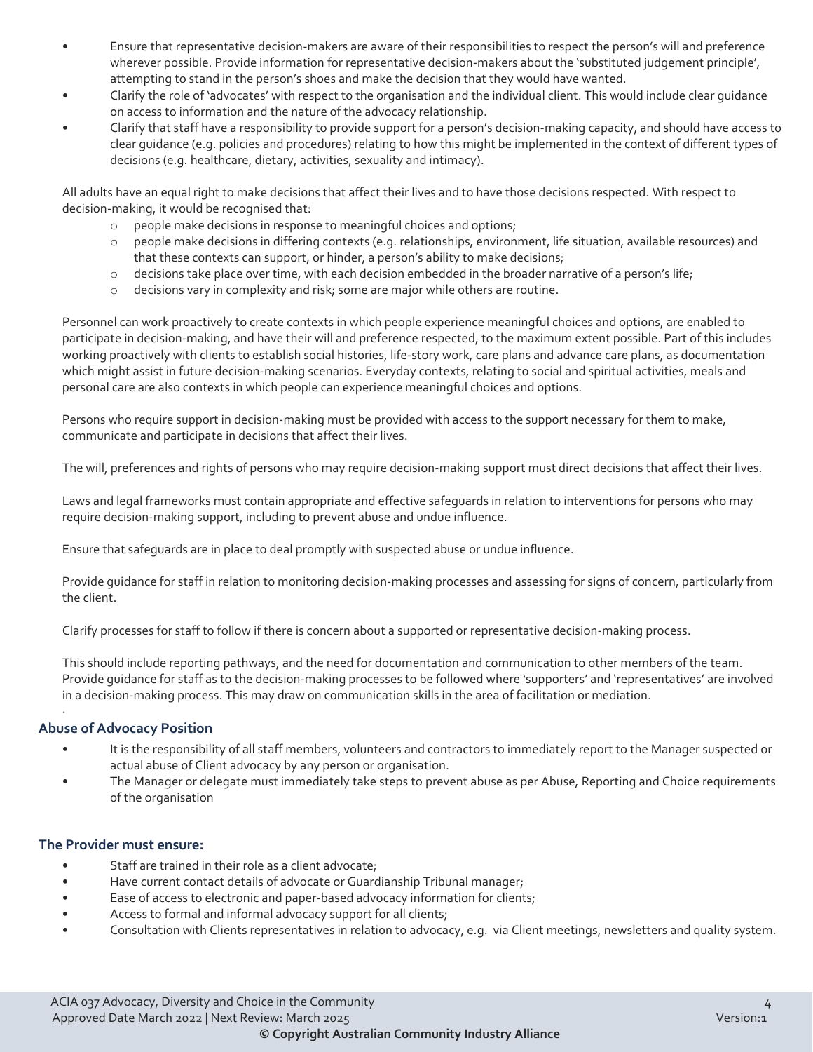- Ensure that representative decision-makers are aware of their responsibilities to respect the person's will and preference wherever possible. Provide information for representative decision-makers about the 'substituted judgement principle', attempting to stand in the person's shoes and make the decision that they would have wanted.
- Clarify the role of 'advocates' with respect to the organisation and the individual client. This would include clear guidance on access to information and the nature of the advocacy relationship.
- Clarify that staff have a responsibility to provide support for a person's decision-making capacity, and should have access to clear guidance (e.g. policies and procedures) relating to how this might be implemented in the context of different types of decisions (e.g. healthcare, dietary, activities, sexuality and intimacy).

All adults have an equal right to make decisions that affect their lives and to have those decisions respected. With respect to decision-making, it would be recognised that:

- people make decisions in response to meaningful choices and options;
- people make decisions in differing contexts (e.g. relationships, environment, life situation, available resources) and that these contexts can support, or hinder, a person's ability to make decisions;
- decisions take place over time, with each decision embedded in the broader narrative of a person's life;
- decisions vary in complexity and risk; some are major while others are routine.

Personnel can work proactively to create contexts in which people experience meaningful choices and options, are enabled to participate in decision-making, and have their will and preference respected, to the maximum extent possible. Part of this includes working proactively with clients to establish social histories, life-story work, care plans and advance care plans, as documentation which might assist in future decision-making scenarios. Everyday contexts, relating to social and spiritual activities, meals and personal care are also contexts in which people can experience meaningful choices and options.

Persons who require support in decision-making must be provided with access to the support necessary for them to make, communicate and participate in decisions that affect their lives.

The will, preferences and rights of persons who may require decision-making support must direct decisions that affect their lives.

Laws and legal frameworks must contain appropriate and effective safeguards in relation to interventions for persons who may require decision-making support, including to prevent abuse and undue influence.

Ensure that safeguards are in place to deal promptly with suspected abuse or undue influence.

Provide guidance for staff in relation to monitoring decision-making processes and assessing for signs of concern, particularly from the client.

Clarify processes for staff to follow if there is concern about a supported or representative decision-making process.

This should include reporting pathways, and the need for documentation and communication to other members of the team. Provide guidance for staff as to the decision-making processes to be followed where 'supporters' and 'representatives' are involved in a decision-making process. This may draw on communication skills in the area of facilitation or mediation.

### Abuse of Advocacy Position

- It is the responsibility of all staff members, volunteers and contractors to immediately report to the Manager suspected or actual abuse of Client advocacy by any person or organisation.
- The Manager or delegate must immediately take steps to prevent abuse as per Abuse, Reporting and Choice requirements of the organisation

### The Provider must ensure:

- Staff are trained in their role as a client advocate;
- Have current contact details of advocate or Guardianship Tribunal manager;
- Ease of access to electronic and paper-based advocacy information for clients;
- Access to formal and informal advocacy support for all clients;
- Consultation with Clients representatives in relation to advocacy, e.g. via Client meetings, newsletters and quality system.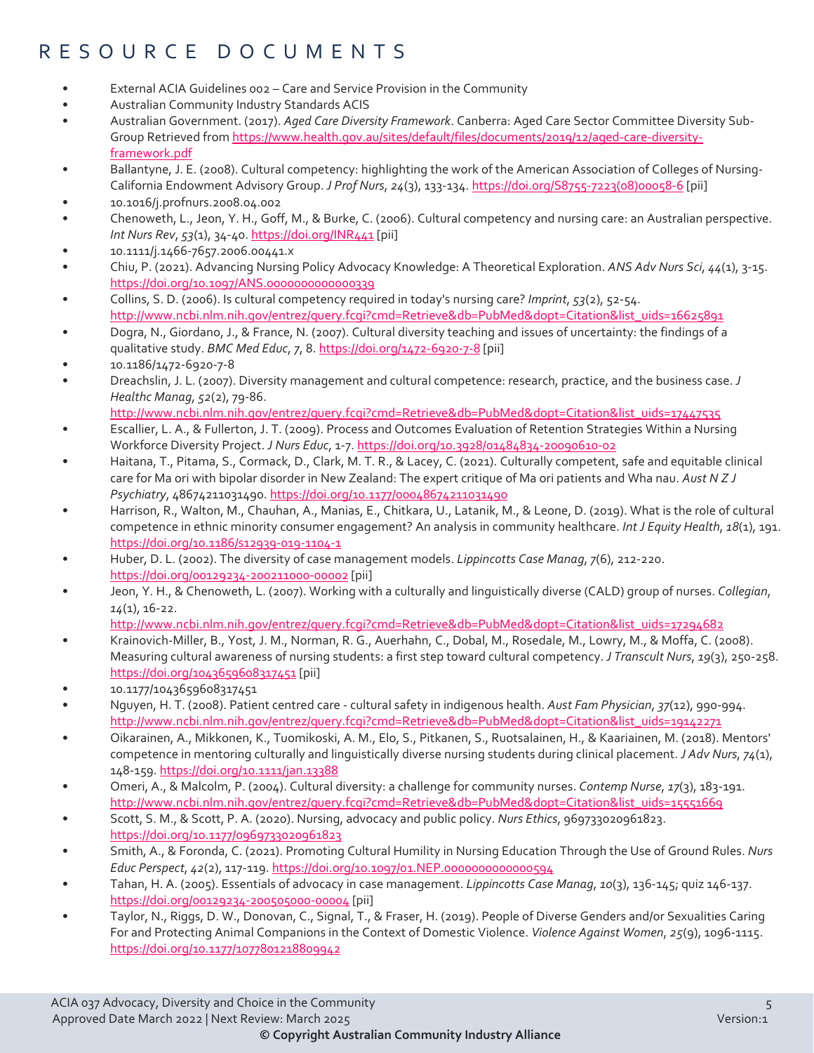# RESOURCE DOCUMENTS

- External ACIA Guidelines 002 – Care and Service Provision in the Community
- Australian Community Industry Standards ACIS
- Australian Government. (2017). *Aged Care Diversity Framework*. Canberra: Aged Care Sector Committee Diversity Sub-Group Retrieved from [https://www.health.gov.au/sites/default/files/documents/2019/12/aged-care-diversity-framework.pdf](https://www.health.gov.au/sites/default/files/documents/2019/12/aged-care-diversity-framework.pdf)
- Ballantyne, J. E. (2008). Cultural competency: highlighting the work of the American Association of Colleges of Nursing-California Endowment Advisory Group. *J Prof Nurs*, *24*(3), 133-134. [https://doi.org/S8755-7223(08)00058-6](https://doi.org/S8755-7223(08)00058-6) [pii]
- 10.1016/j.profnurs.2008.04.002
- Chenoweth, L., Jeon, Y. H., Goff, M., & Burke, C. (2006). Cultural competency and nursing care: an Australian perspective. *Int Nurs Rev*, *53*(1), 34-40. [https://doi.org/INR441](https://doi.org/INR441) [pii]
- 10.1111/j.1466-7657.2006.00441.x
- Chiu, P. (2021). Advancing Nursing Policy Advocacy Knowledge: A Theoretical Exploration. *ANS Adv Nurs Sci*, *44*(1), 3-15. [https://doi.org/10.1097/ANS.0000000000000339](https://doi.org/10.1097/ANS.0000000000000339)
- Collins, S. D. (2006). Is cultural competency required in today's nursing care? *Imprint*, *53*(2), 52-54. [http://www.ncbi.nlm.nih.gov/entrez/query.fcgi?cmd=Retrieve&db=PubMed&dopt=Citation&list_uids=16625891](http://www.ncbi.nlm.nih.gov/entrez/query.fcgi?cmd=Retrieve&db=PubMed&dopt=Citation&list_uids=16625891)
- Dogra, N., Giordano, J., & France, N. (2007). Cultural diversity teaching and issues of uncertainty: the findings of a qualitative study. *BMC Med Educ*, *7*, 8. [https://doi.org/1472-6920-7-8](https://doi.org/1472-6920-7-8) [pii]
- 10.1186/1472-6920-7-8
- Dreachslin, J. L. (2007). Diversity management and cultural competence: research, practice, and the business case. *J Healthc Manag*, *52*(2), 79-86. [http://www.ncbi.nlm.nih.gov/entrez/query.fcgi?cmd=Retrieve&db=PubMed&dopt=Citation&list_uids=17447535](http://www.ncbi.nlm.nih.gov/entrez/query.fcgi?cmd=Retrieve&db=PubMed&dopt=Citation&list_uids=17447535)
- Escallier, L. A., & Fullerton, J. T. (2009). Process and Outcomes Evaluation of Retention Strategies Within a Nursing Workforce Diversity Project. *J Nurs Educ*, 1-7. [https://doi.org/10.3928/01484834-20090610-02](https://doi.org/10.3928/01484834-20090610-02)
- Haitana, T., Pitama, S., Cormack, D., Clark, M. T. R., & Lacey, C. (2021). Culturally competent, safe and equitable clinical care for Ma ori with bipolar disorder in New Zealand: The expert critique of Ma ori patients and Wha nau. *Aust N Z J Psychiatry*, 48674211031490. [https://doi.org/10.1177/00048674211031490](https://doi.org/10.1177/00048674211031490)
- Harrison, R., Walton, M., Chauhan, A., Manias, E., Chitkara, U., Latanik, M., & Leone, D. (2019). What is the role of cultural competence in ethnic minority consumer engagement? An analysis in community healthcare. *Int J Equity Health*, *18*(1), 191. [https://doi.org/10.1186/s12939-019-1104-1](https://doi.org/10.1186/s12939-019-1104-1)
- Huber, D. L. (2002). The diversity of case management models. *Lippincotts Case Manag*, *7*(6), 212-220. [https://doi.org/00129234-200211000-00002](https://doi.org/00129234-200211000-00002) [pii]
- Jeon, Y. H., & Chenoweth, L. (2007). Working with a culturally and linguistically diverse (CALD) group of nurses. *Collegian*, *14*(1), 16-22. [http://www.ncbi.nlm.nih.gov/entrez/query.fcgi?cmd=Retrieve&db=PubMed&dopt=Citation&list_uids=17294682](http://www.ncbi.nlm.nih.gov/entrez/query.fcgi?cmd=Retrieve&db=PubMed&dopt=Citation&list_uids=17294682)
- Krainovich-Miller, B., Yost, J. M., Norman, R. G., Auerhahn, C., Dobal, M., Rosedale, M., Lowry, M., & Moffa, C. (2008). Measuring cultural awareness of nursing students: a first step toward cultural competency. *J Transcult Nurs*, *19*(3), 250-258. [https://doi.org/1043659608317451](https://doi.org/1043659608317451) [pii]
- 10.1177/1043659608317451
- Nguyen, H. T. (2008). Patient centred care - cultural safety in indigenous health. *Aust Fam Physician*, *37*(12), 990-994. [http://www.ncbi.nlm.nih.gov/entrez/query.fcgi?cmd=Retrieve&db=PubMed&dopt=Citation&list_uids=19142271](http://www.ncbi.nlm.nih.gov/entrez/query.fcgi?cmd=Retrieve&db=PubMed&dopt=Citation&list_uids=19142271)
- Oikarainen, A., Mikkonen, K., Tuomikoski, A. M., Elo, S., Pitkanen, S., Ruotsalainen, H., & Kaariainen, M. (2018). Mentors' competence in mentoring culturally and linguistically diverse nursing students during clinical placement. *J Adv Nurs*, *74*(1), 148-159. [https://doi.org/10.1111/jan.13388](https://doi.org/10.1111/jan.13388)
- Omeri, A., & Malcolm, P. (2004). Cultural diversity: a challenge for community nurses. *Contemp Nurse*, *17*(3), 183-191. [http://www.ncbi.nlm.nih.gov/entrez/query.fcgi?cmd=Retrieve&db=PubMed&dopt=Citation&list_uids=15551669](http://www.ncbi.nlm.nih.gov/entrez/query.fcgi?cmd=Retrieve&db=PubMed&dopt=Citation&list_uids=15551669)
- Scott, S. M., & Scott, P. A. (2020). Nursing, advocacy and public policy. *Nurs Ethics*, 969733020961823. [https://doi.org/10.1177/0969733020961823](https://doi.org/10.1177/0969733020961823)
- Smith, A., & Foronda, C. (2021). Promoting Cultural Humility in Nursing Education Through the Use of Ground Rules. *Nurs Educ Perspect*, *42*(2), 117-119. [https://doi.org/10.1097/01.NEP.0000000000000594](https://doi.org/10.1097/01.NEP.0000000000000594)
- Tahan, H. A. (2005). Essentials of advocacy in case management. *Lippincotts Case Manag*, *10*(3), 136-145; quiz 146-137. [https://doi.org/00129234-200505000-00004](https://doi.org/00129234-200505000-00004) [pii]
- Taylor, N., Riggs, D. W., Donovan, C., Signal, T., & Fraser, H. (2019). People of Diverse Genders and/or Sexualities Caring For and Protecting Animal Companions in the Context of Domestic Violence. *Violence Against Women*, *25*(9), 1096-1115. [https://doi.org/10.1177/1077801218809942](https://doi.org/10.1177/1077801218809942)